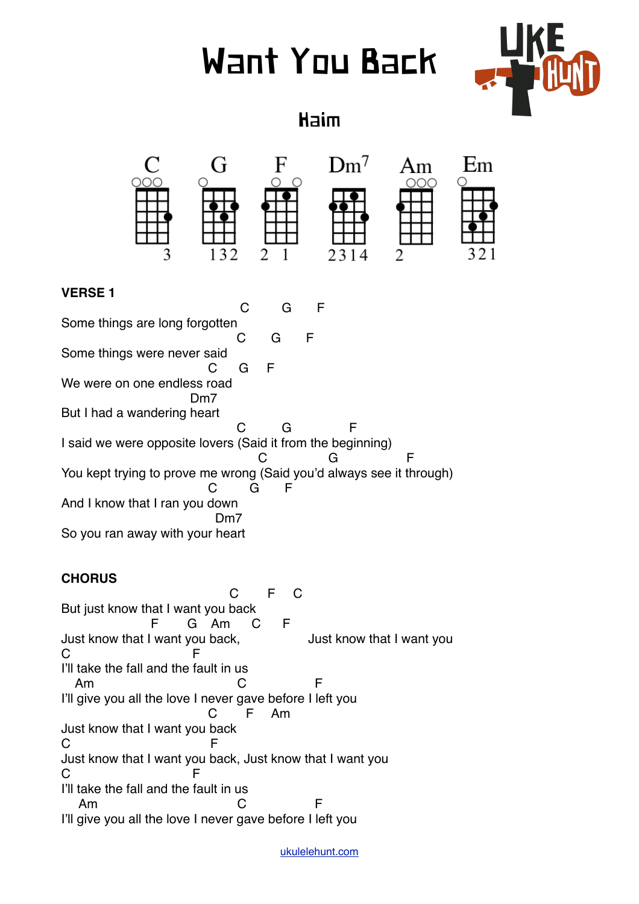# Want You Back

## Haim

C G F Dm7 Am Em

**VERSE 1**

```
                                        C        G       F
Some things are long forgotten
                                       C       G       F
Some things were never said
                                  C      G     F
We were on one endless road
                               Dm7
But I had a wandering heart
                                       C          G                F
I said we were opposite lovers (Said it from the beginning)
                                            C                  G                   F
You kept trying to prove me wrong (Said you'd always see it through)
                                  C          G        F
And I know that I ran you down
                                     Dm7
So you ran away with your heart
```

**CHORUS**

```
                                      C       F     C
But just know that I want you back
                        F       G    Am      C       F
Just know that I want you back,                 Just know that I want you
C                              F
I'll take the fall and the fault in us
   Am                                     C                    F
I'll give you all the love I never gave before I left you
                                  C        F      Am
Just know that I want you back
C                                   F
Just know that I want you back, Just know that I want you
C                              F
I'll take the fall and the fault in us
    Am                                    C                    F
I'll give you all the love I never gave before I left you
```

ukulelehunt.com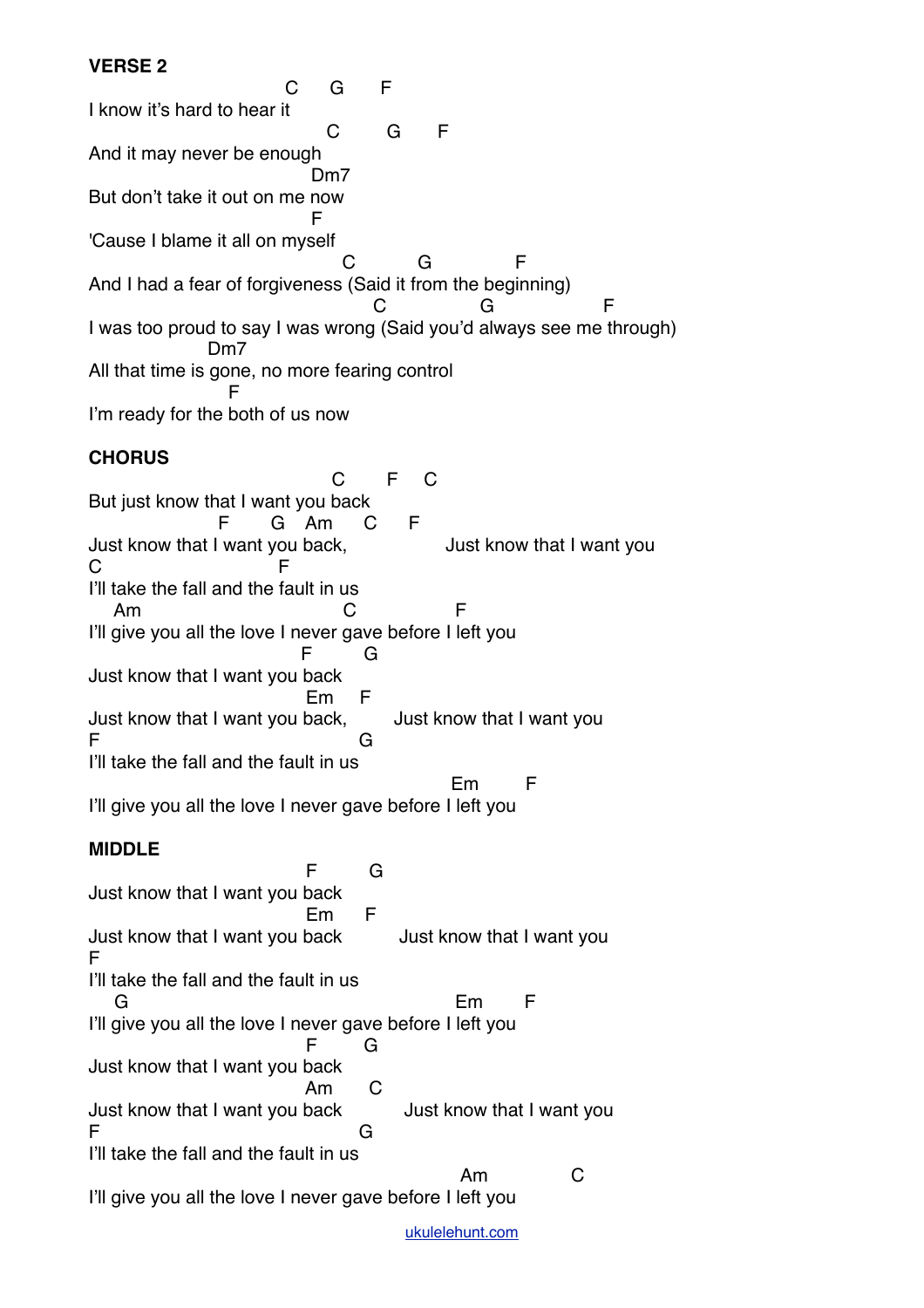**VERSE 2**

```
                                C      G       F
I know it's hard to hear it
                                      C         G       F
And it may never be enough
                                    Dm7
But don't take it out on me now
                                    F
'Cause I blame it all on myself
                                         C           G               F
And I had a fear of forgiveness (Said it from the beginning)
                                              C                G                    F
I was too proud to say I was wrong (Said you'd always see me through)
                   Dm7
All that time is gone, no more fearing control
                       F
I'm ready for the both of us now
```

**CHORUS**

```
                                      C        F     C
But just know that I want you back
                    F       G    Am      C      F
Just know that I want you back,                 Just know that I want you
C                           F
I'll take the fall and the fault in us
    Am                                C                 F
I'll give you all the love I never gave before I left you
                                  F         G
Just know that I want you back
                                   Em      F
Just know that I want you back,         Just know that I want you
F                                        G
I'll take the fall and the fault in us
                                                        Em         F
I'll give you all the love I never gave before I left you
```

**MIDDLE**

```
                                   F         G
Just know that I want you back
                                   Em       F
Just know that I want you back          Just know that I want you
F
I'll take the fall and the fault in us
    G                                                   Em        F
I'll give you all the love I never gave before I left you
                                   F         G
Just know that I want you back
                                   Am       C
Just know that I want you back           Just know that I want you
F                                        G
I'll take the fall and the fault in us
                                                         Am               C
I'll give you all the love I never gave before I left you
```

ukulelehunt.com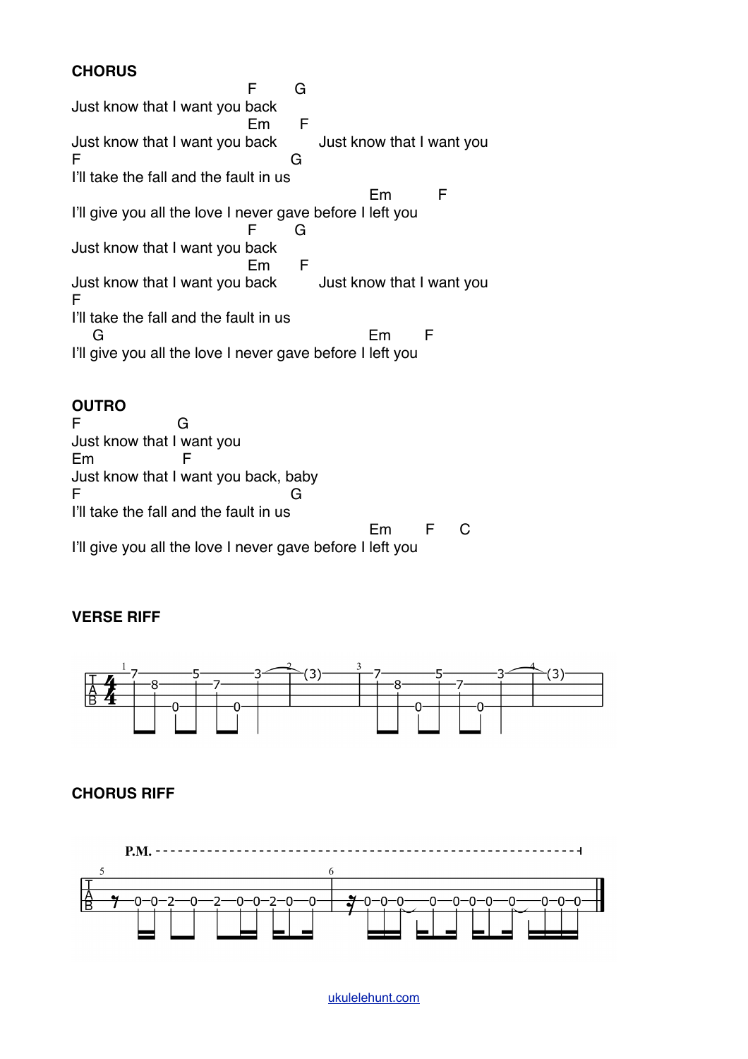**CHORUS**

```
                          F     G
Just know that I want you back
                          Em     F
Just know that I want you back      Just know that I want you
F                               G
I'll take the fall and the fault in us
                                           Em        F
I'll give you all the love I never gave before I left you
                          F     G
Just know that I want you back
                          Em     F
Just know that I want you back      Just know that I want you
F
I'll take the fall and the fault in us
   G                                       Em      F
I'll give you all the love I never gave before I left you
```

**OUTRO**

```
F              G
Just know that I want you
Em              F
Just know that I want you back, baby
F                               G
I'll take the fall and the fault in us
                                           Em      F     C
I'll give you all the love I never gave before I left you
```

**VERSE RIFF**

**CHORUS RIFF**

P.M.